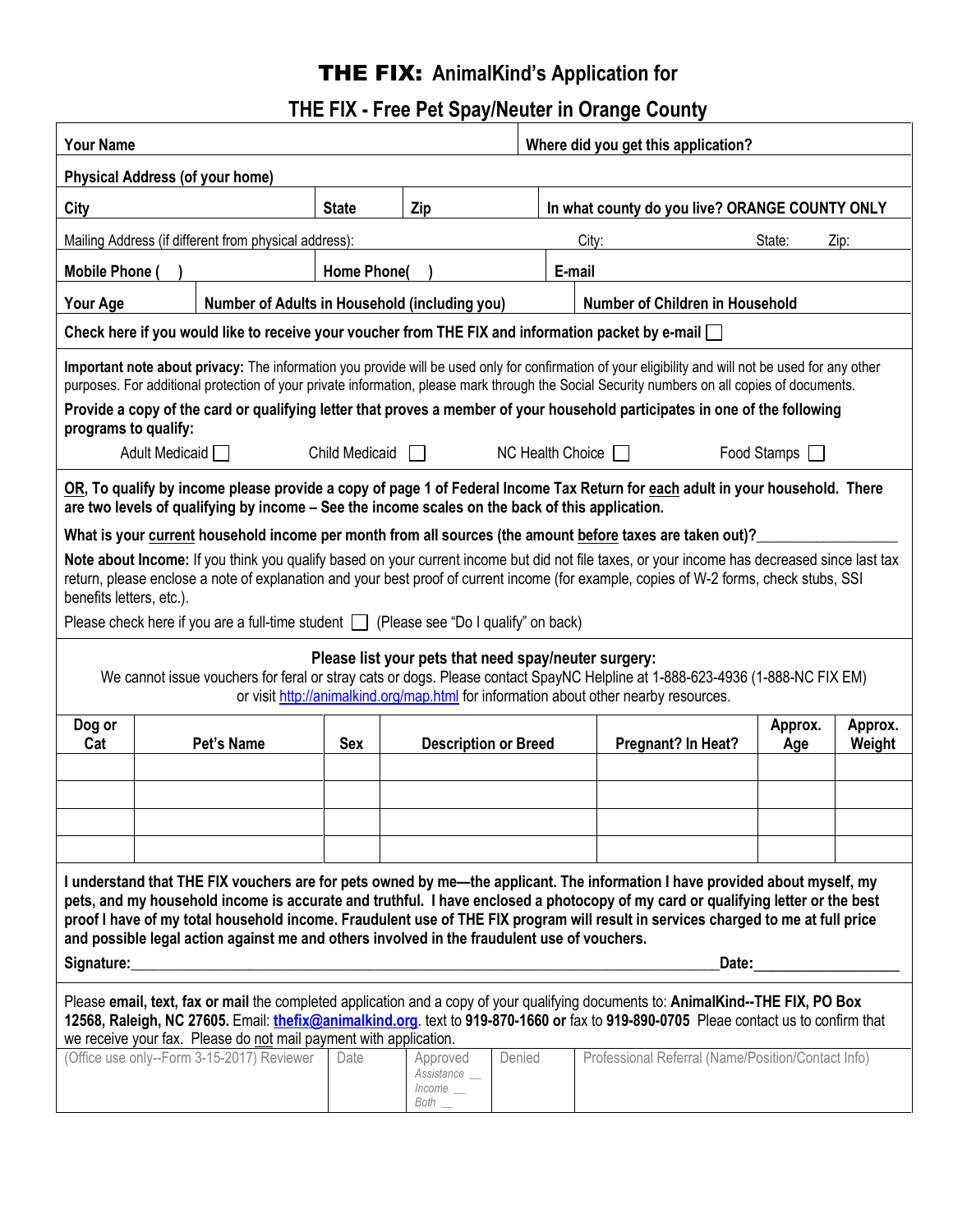# THE FIX: AnimalKind's Application for

## THE FIX - Free Pet Spay/Neuter in Orange County

**Your Name** | **Where did you get this application?**

**Physical Address (of your home)**

**City** | **State** | **Zip** | **In what county do you live? ORANGE COUNTY ONLY**

Mailing Address (if different from physical address): | City: | State: | Zip:

**Mobile Phone ( )** | **Home Phone( )** | **E-mail**

**Your Age** | **Number of Adults in Household (including you)** | **Number of Children in Household**

**Check here if you would like to receive your voucher from THE FIX and information packet by e-mail** ☐

**Important note about privacy:** The information you provide will be used only for confirmation of your eligibility and will not be used for any other purposes. For additional protection of your private information, please mark through the Social Security numbers on all copies of documents.

**Provide a copy of the card or qualifying letter that proves a member of your household participates in one of the following programs to qualify:**

Adult Medicaid ☐ Child Medicaid ☐ NC Health Choice ☐ Food Stamps ☐

**OR, To qualify by income please provide a copy of page 1 of Federal Income Tax Return for each adult in your household. There are two levels of qualifying by income – See the income scales on the back of this application.**

**What is your current household income per month from all sources (the amount before taxes are taken out)?**__________________

**Note about Income:** If you think you qualify based on your current income but did not file taxes, or your income has decreased since last tax return, please enclose a note of explanation and your best proof of current income (for example, copies of W-2 forms, check stubs, SSI benefits letters, etc.).

Please check here if you are a full-time student ☐ (Please see "Do I qualify" on back)

**Please list your pets that need spay/neuter surgery:**

We cannot issue vouchers for feral or stray cats or dogs. Please contact SpayNC Helpline at 1-888-623-4936 (1-888-NC FIX EM) or visit http://animalkind.org/map.html for information about other nearby resources.

| Dog or Cat | Pet's Name | Sex | Description or Breed | Pregnant? In Heat? | Approx. Age | Approx. Weight |
|---|---|---|---|---|---|---|
| | | | | | | |
| | | | | | | |
| | | | | | | |
| | | | | | | |

**I understand that THE FIX vouchers are for pets owned by me—the applicant. The information I have provided about myself, my pets, and my household income is accurate and truthful. I have enclosed a photocopy of my card or qualifying letter or the best proof I have of my total household income. Fraudulent use of THE FIX program will result in services charged to me at full price and possible legal action against me and others involved in the fraudulent use of vouchers.**

**Signature:**_______________________________________________ **Date:**__________________

Please **email, text, fax or mail** the completed application and a copy of your qualifying documents to: **AnimalKind--THE FIX, PO Box 12568, Raleigh, NC 27605.** Email: **thefix@animalkind.org**. text to **919-870-1660 or** fax to **919-890-0705** Pleae contact us to confirm that we receive your fax. Please do not mail payment with application.

| (Office use only--Form 3-15-2017) Reviewer | Date | Approved *Assistance __ Income __ Both __* | Denied | Professional Referral (Name/Position/Contact Info) |
|---|---|---|---|---|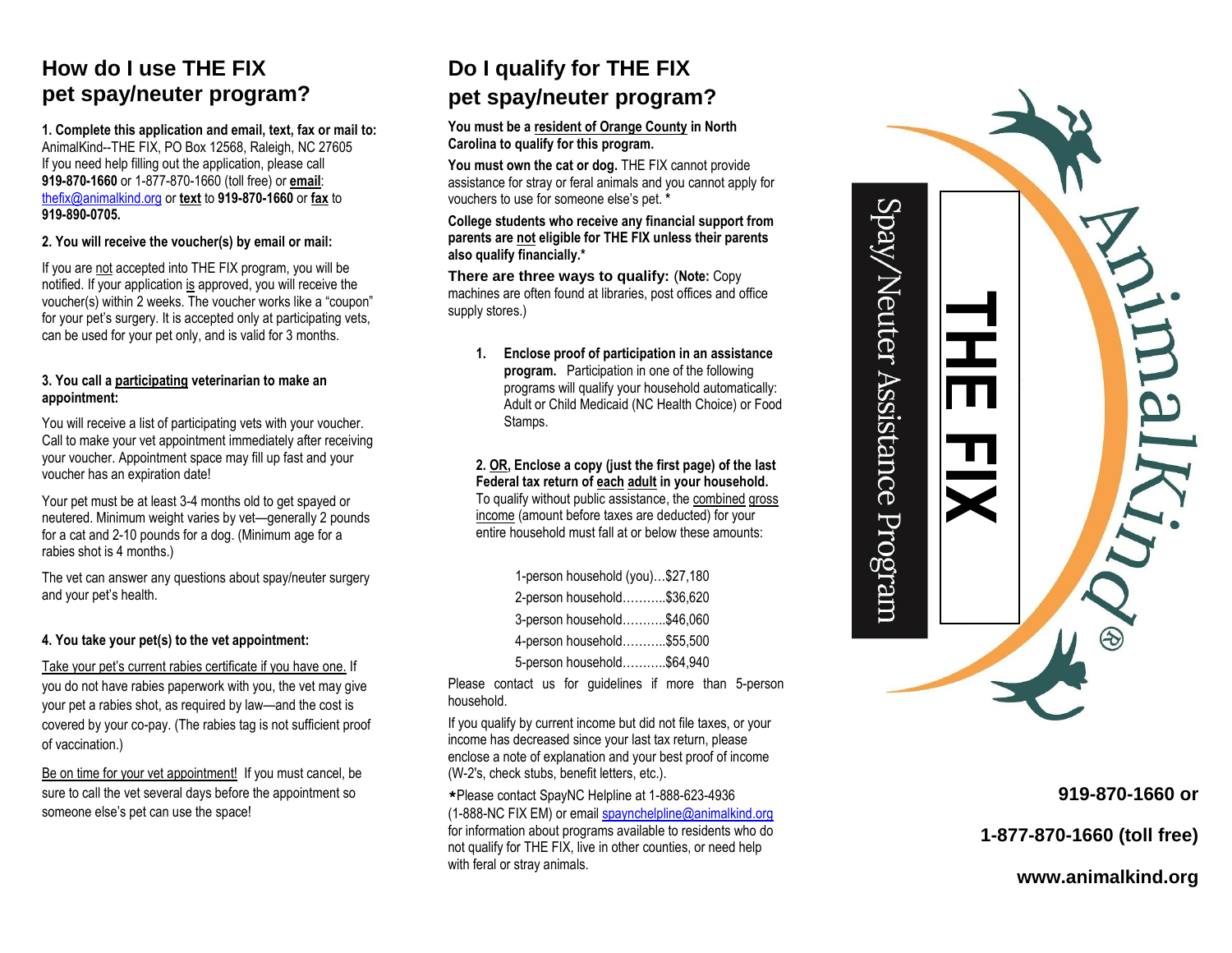## How do I use THE FIX pet spay/neuter program?

**1. Complete this application and email, text, fax or mail to:** AnimalKind--THE FIX, PO Box 12568, Raleigh, NC 27605 If you need help filling out the application, please call **919-870-1660** or 1-877-870-1660 (toll free) or **email**: thefix@animalkind.org or **text** to **919-870-1660** or **fax** to **919-890-0705.**

**2. You will receive the voucher(s) by email or mail:**

If you are not accepted into THE FIX program, you will be notified. If your application is approved, you will receive the voucher(s) within 2 weeks. The voucher works like a "coupon" for your pet's surgery. It is accepted only at participating vets, can be used for your pet only, and is valid for 3 months.

**3. You call a participating veterinarian to make an appointment:**

You will receive a list of participating vets with your voucher. Call to make your vet appointment immediately after receiving your voucher. Appointment space may fill up fast and your voucher has an expiration date!

Your pet must be at least 3-4 months old to get spayed or neutered. Minimum weight varies by vet—generally 2 pounds for a cat and 2-10 pounds for a dog. (Minimum age for a rabies shot is 4 months.)

The vet can answer any questions about spay/neuter surgery and your pet's health.

**4. You take your pet(s) to the vet appointment:**

Take your pet's current rabies certificate if you have one. If you do not have rabies paperwork with you, the vet may give your pet a rabies shot, as required by law—and the cost is covered by your co-pay. (The rabies tag is not sufficient proof of vaccination.)

Be on time for your vet appointment! If you must cancel, be sure to call the vet several days before the appointment so someone else's pet can use the space!

## Do I qualify for THE FIX pet spay/neuter program?

**You must be a resident of Orange County in North Carolina to qualify for this program.**

**You must own the cat or dog.** THE FIX cannot provide assistance for stray or feral animals and you cannot apply for vouchers to use for someone else's pet. *

**College students who receive any financial support from parents are not eligible for THE FIX unless their parents also qualify financially.***

**There are three ways to qualify:** (**Note:** Copy machines are often found at libraries, post offices and office supply stores.)

1. **Enclose proof of participation in an assistance program.** Participation in one of the following programs will qualify your household automatically: Adult or Child Medicaid (NC Health Choice) or Food Stamps.

**2. OR, Enclose a copy (just the first page) of the last Federal tax return of each adult in your household.** To qualify without public assistance, the combined gross income (amount before taxes are deducted) for your entire household must fall at or below these amounts:

1-person household (you)…$27,180
2-person household………..$36,620
3-person household………..$46,060
4-person household………..$55,500
5-person household………..$64,940

Please contact us for guidelines if more than 5-person household.

If you qualify by current income but did not file taxes, or your income has decreased since your last tax return, please enclose a note of explanation and your best proof of income (W-2's, check stubs, benefit letters, etc.).

*Please contact SpayNC Helpline at 1-888-623-4936 (1-888-NC FIX EM) or email spaynchelpline@animalkind.org for information about programs available to residents who do not qualify for THE FIX, live in other counties, or need help with feral or stray animals.

# THE FIX

Spay/Neuter Assistance Program

AnimalKind®

**919-870-1660 or**

**1-877-870-1660 (toll free)**

**www.animalkind.org**